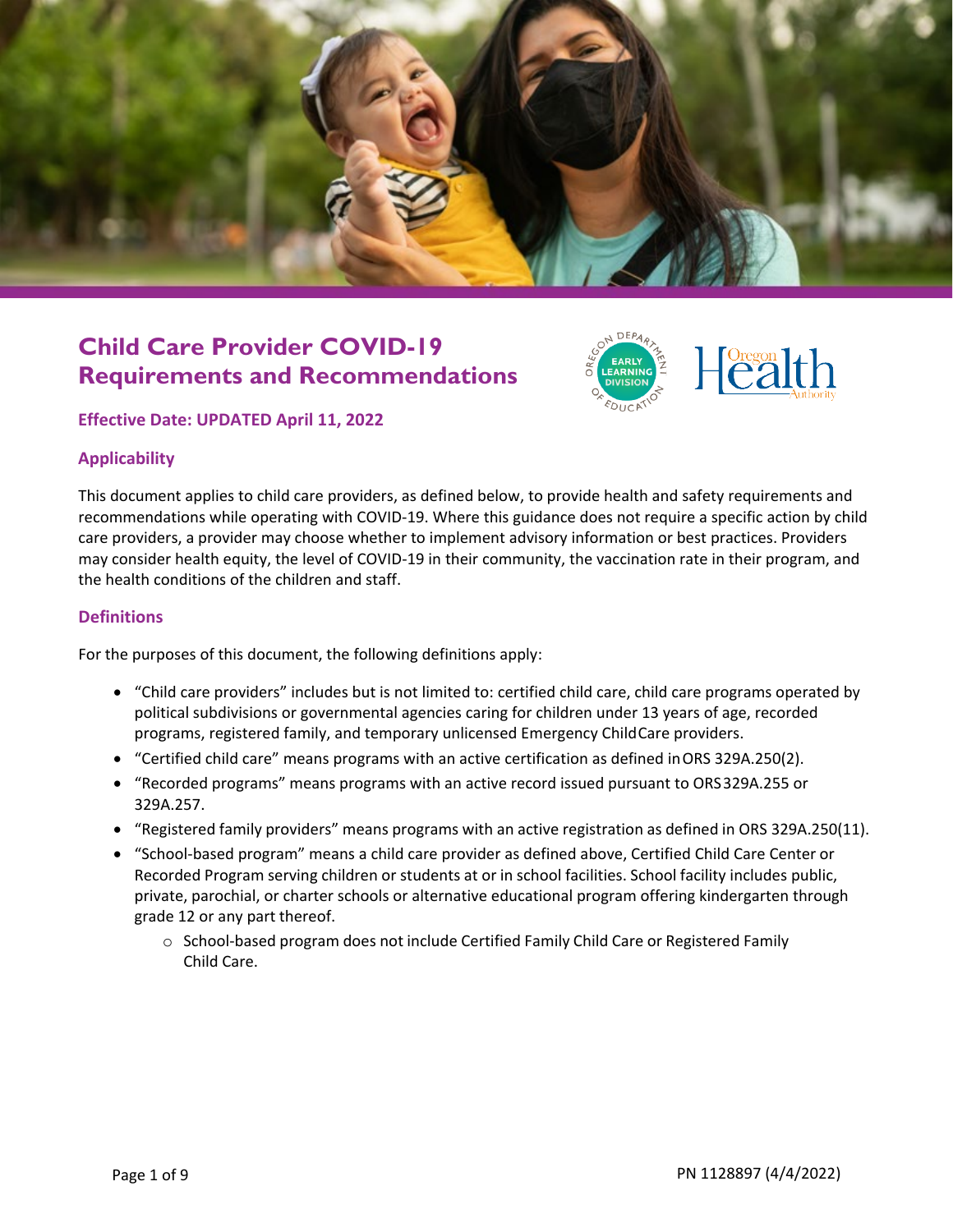# Child Care Provider COVID-19 Requirements and Recommendations

**Effective Date: UPDATED April 11, 2022**

## Applicability

This document applies to child care providers, as defined below, to provide health and safety requirements and recommendations while operating with COVID-19. Where this guidance does not require a specific action by child care providers, a provider may choose whether to implement advisory information or best practices. Providers may consider health equity, the level of COVID-19 in their community, the vaccination rate in their program, and the health conditions of the children and staff.

## Definitions

For the purposes of this document, the following definitions apply:

- "Child care providers" includes but is not limited to: certified child care, child care programs operated by political subdivisions or governmental agencies caring for children under 13 years of age, recorded programs, registered family, and temporary unlicensed Emergency ChildCare providers.
- "Certified child care" means programs with an active certification as defined in ORS 329A.250(2).
- "Recorded programs" means programs with an active record issued pursuant to ORS 329A.255 or 329A.257.
- "Registered family providers" means programs with an active registration as defined in ORS 329A.250(11).
- "School-based program" means a child care provider as defined above, Certified Child Care Center or Recorded Program serving children or students at or in school facilities. School facility includes public, private, parochial, or charter schools or alternative educational program offering kindergarten through grade 12 or any part thereof.
  - School-based program does not include Certified Family Child Care or Registered Family Child Care.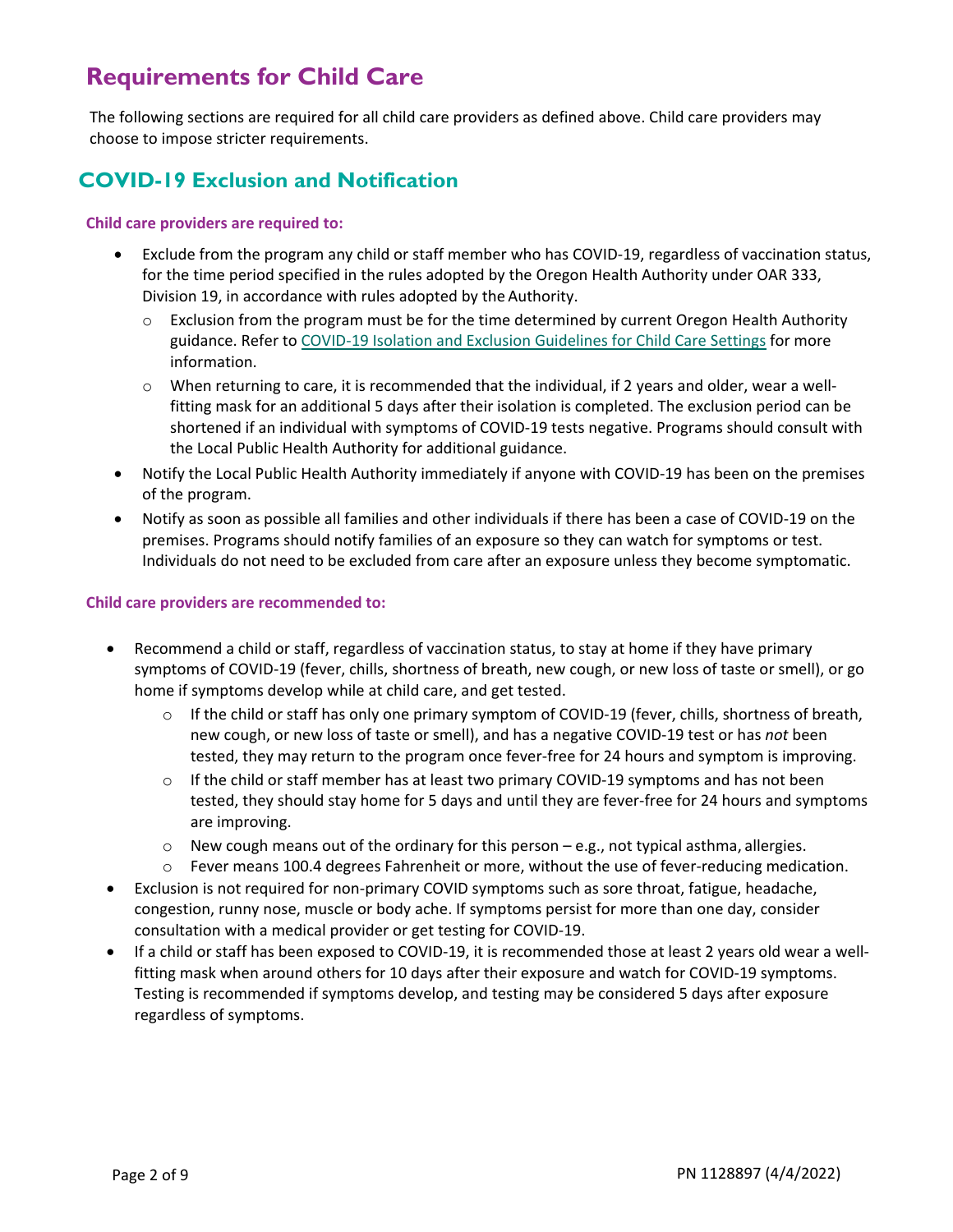# Requirements for Child Care

The following sections are required for all child care providers as defined above. Child care providers may choose to impose stricter requirements.

## COVID-19 Exclusion and Notification

**Child care providers are required to:**

- Exclude from the program any child or staff member who has COVID-19, regardless of vaccination status, for the time period specified in the rules adopted by the Oregon Health Authority under OAR 333, Division 19, in accordance with rules adopted by the Authority.
  - Exclusion from the program must be for the time determined by current Oregon Health Authority guidance. Refer to [COVID-19 Isolation and Exclusion Guidelines for Child Care Settings]() for more information.
  - When returning to care, it is recommended that the individual, if 2 years and older, wear a well-fitting mask for an additional 5 days after their isolation is completed. The exclusion period can be shortened if an individual with symptoms of COVID-19 tests negative. Programs should consult with the Local Public Health Authority for additional guidance.
- Notify the Local Public Health Authority immediately if anyone with COVID-19 has been on the premises of the program.
- Notify as soon as possible all families and other individuals if there has been a case of COVID-19 on the premises. Programs should notify families of an exposure so they can watch for symptoms or test. Individuals do not need to be excluded from care after an exposure unless they become symptomatic.

**Child care providers are recommended to:**

- Recommend a child or staff, regardless of vaccination status, to stay at home if they have primary symptoms of COVID-19 (fever, chills, shortness of breath, new cough, or new loss of taste or smell), or go home if symptoms develop while at child care, and get tested.
  - If the child or staff has only one primary symptom of COVID-19 (fever, chills, shortness of breath, new cough, or new loss of taste or smell), and has a negative COVID-19 test or has *not* been tested, they may return to the program once fever-free for 24 hours and symptom is improving.
  - If the child or staff member has at least two primary COVID-19 symptoms and has not been tested, they should stay home for 5 days and until they are fever-free for 24 hours and symptoms are improving.
  - New cough means out of the ordinary for this person – e.g., not typical asthma, allergies.
  - Fever means 100.4 degrees Fahrenheit or more, without the use of fever-reducing medication.
- Exclusion is not required for non-primary COVID symptoms such as sore throat, fatigue, headache, congestion, runny nose, muscle or body ache. If symptoms persist for more than one day, consider consultation with a medical provider or get testing for COVID-19.
- If a child or staff has been exposed to COVID-19, it is recommended those at least 2 years old wear a well-fitting mask when around others for 10 days after their exposure and watch for COVID-19 symptoms. Testing is recommended if symptoms develop, and testing may be considered 5 days after exposure regardless of symptoms.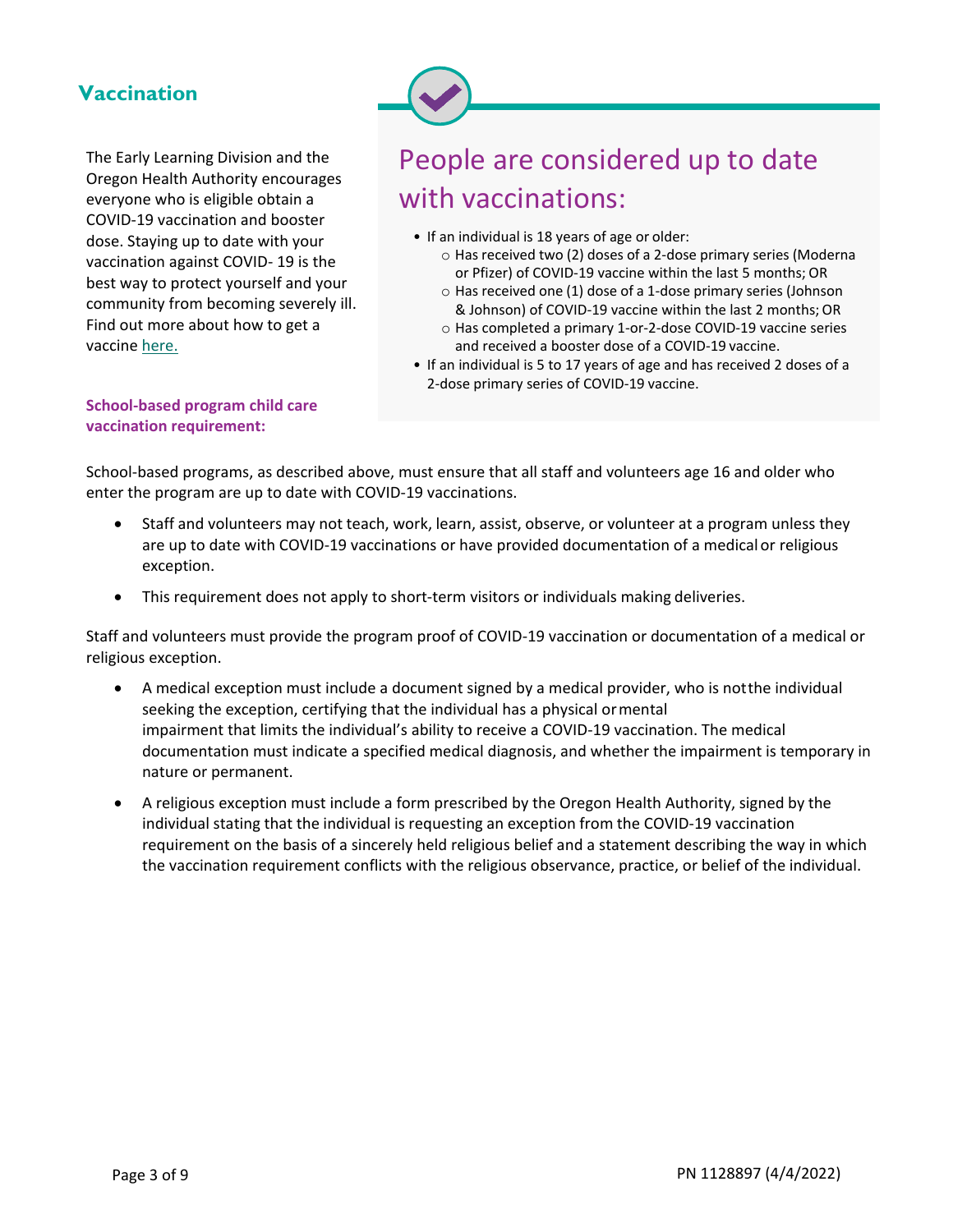## Vaccination

The Early Learning Division and the Oregon Health Authority encourages everyone who is eligible obtain a COVID-19 vaccination and booster dose. Staying up to date with your vaccination against COVID- 19 is the best way to protect yourself and your community from becoming severely ill. Find out more about how to get a vaccine here.

### People are considered up to date with vaccinations:

- If an individual is 18 years of age or older:
  - Has received two (2) doses of a 2-dose primary series (Moderna or Pfizer) of COVID-19 vaccine within the last 5 months; OR
  - Has received one (1) dose of a 1-dose primary series (Johnson & Johnson) of COVID-19 vaccine within the last 2 months; OR
  - Has completed a primary 1-or-2-dose COVID-19 vaccine series and received a booster dose of a COVID-19 vaccine.
- If an individual is 5 to 17 years of age and has received 2 doses of a 2-dose primary series of COVID-19 vaccine.

**School-based program child care vaccination requirement:**

School-based programs, as described above, must ensure that all staff and volunteers age 16 and older who enter the program are up to date with COVID-19 vaccinations.

- Staff and volunteers may not teach, work, learn, assist, observe, or volunteer at a program unless they are up to date with COVID-19 vaccinations or have provided documentation of a medical or religious exception.
- This requirement does not apply to short-term visitors or individuals making deliveries.

Staff and volunteers must provide the program proof of COVID-19 vaccination or documentation of a medical or religious exception.

- A medical exception must include a document signed by a medical provider, who is not the individual seeking the exception, certifying that the individual has a physical or mental impairment that limits the individual's ability to receive a COVID-19 vaccination. The medical documentation must indicate a specified medical diagnosis, and whether the impairment is temporary in nature or permanent.
- A religious exception must include a form prescribed by the Oregon Health Authority, signed by the individual stating that the individual is requesting an exception from the COVID-19 vaccination requirement on the basis of a sincerely held religious belief and a statement describing the way in which the vaccination requirement conflicts with the religious observance, practice, or belief of the individual.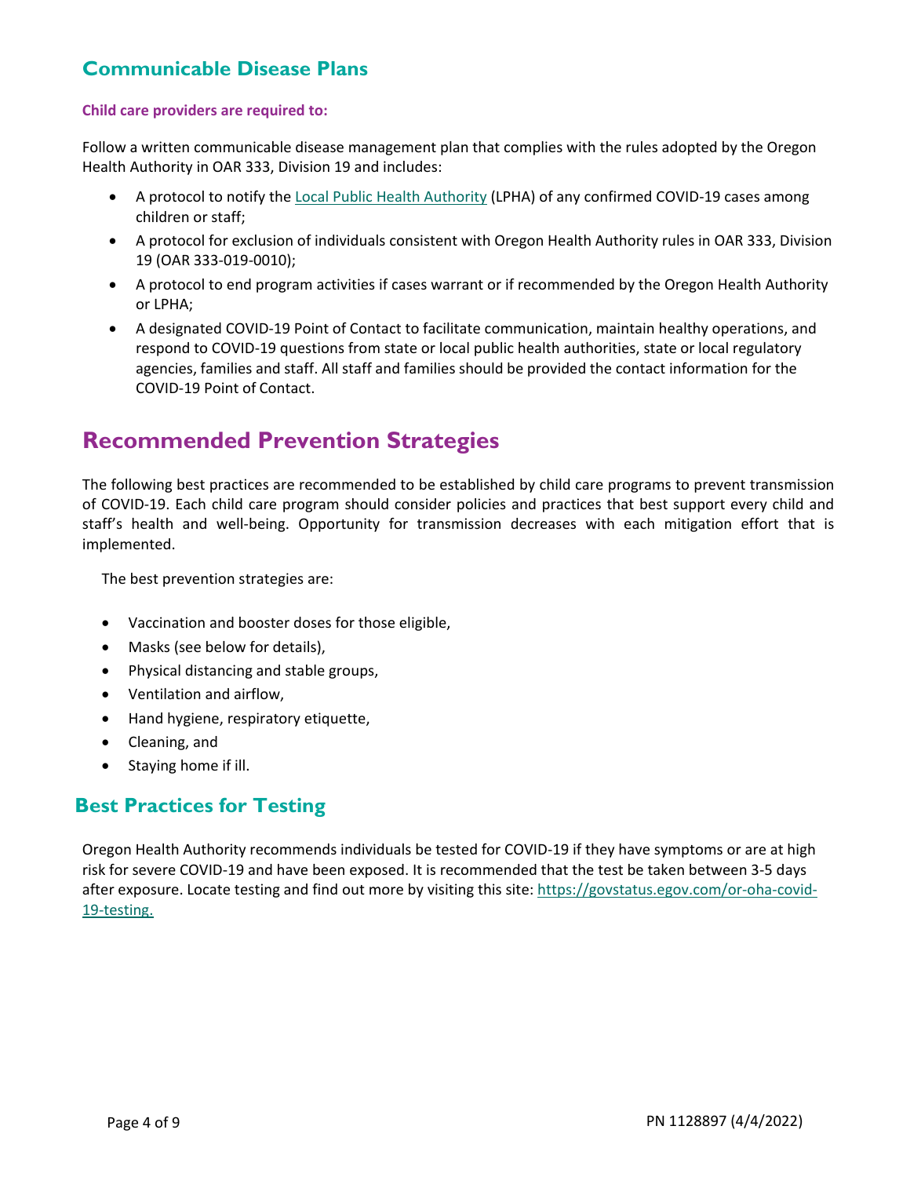## Communicable Disease Plans

**Child care providers are required to:**

Follow a written communicable disease management plan that complies with the rules adopted by the Oregon Health Authority in OAR 333, Division 19 and includes:

- A protocol to notify the Local Public Health Authority (LPHA) of any confirmed COVID-19 cases among children or staff;
- A protocol for exclusion of individuals consistent with Oregon Health Authority rules in OAR 333, Division 19 (OAR 333-019-0010);
- A protocol to end program activities if cases warrant or if recommended by the Oregon Health Authority or LPHA;
- A designated COVID-19 Point of Contact to facilitate communication, maintain healthy operations, and respond to COVID-19 questions from state or local public health authorities, state or local regulatory agencies, families and staff. All staff and families should be provided the contact information for the COVID-19 Point of Contact.

# Recommended Prevention Strategies

The following best practices are recommended to be established by child care programs to prevent transmission of COVID-19. Each child care program should consider policies and practices that best support every child and staff's health and well-being. Opportunity for transmission decreases with each mitigation effort that is implemented.

The best prevention strategies are:

- Vaccination and booster doses for those eligible,
- Masks (see below for details),
- Physical distancing and stable groups,
- Ventilation and airflow,
- Hand hygiene, respiratory etiquette,
- Cleaning, and
- Staying home if ill.

## Best Practices for Testing

Oregon Health Authority recommends individuals be tested for COVID-19 if they have symptoms or are at high risk for severe COVID-19 and have been exposed. It is recommended that the test be taken between 3-5 days after exposure. Locate testing and find out more by visiting this site: https://govstatus.egov.com/or-oha-covid-19-testing.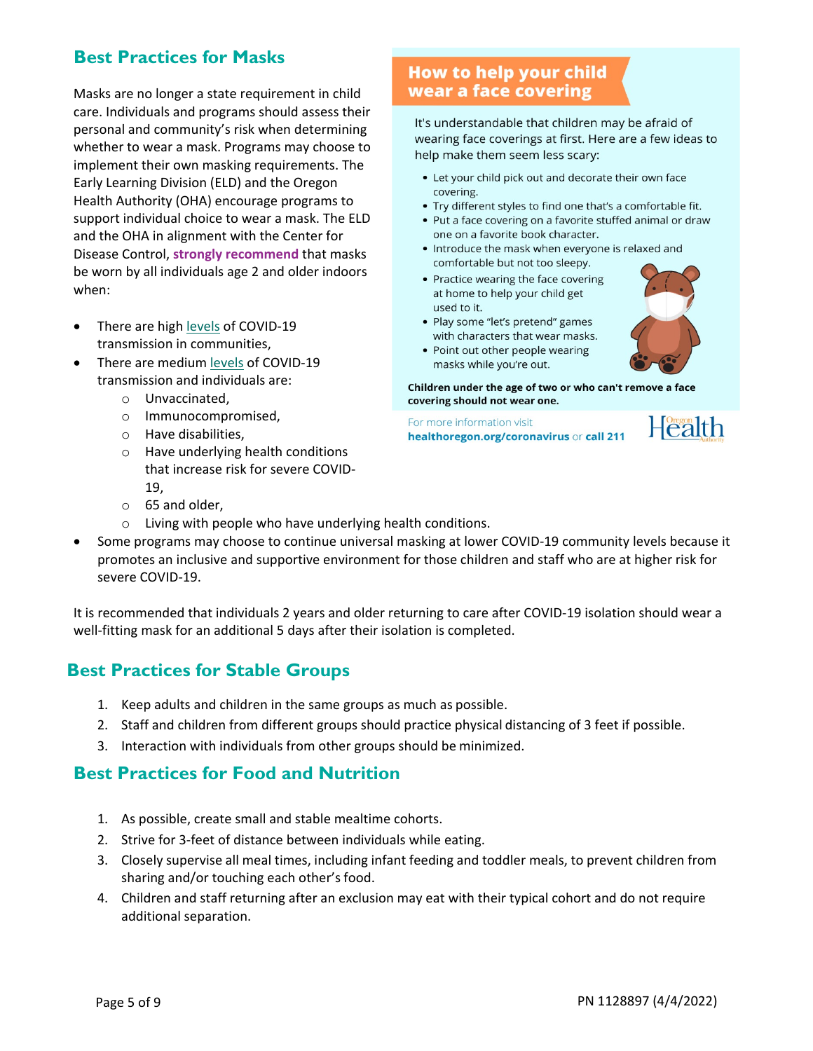## Best Practices for Masks

Masks are no longer a state requirement in child care. Individuals and programs should assess their personal and community's risk when determining whether to wear a mask. Programs may choose to implement their own masking requirements. The Early Learning Division (ELD) and the Oregon Health Authority (OHA) encourage programs to support individual choice to wear a mask. The ELD and the OHA in alignment with the Center for Disease Control, **strongly recommend** that masks be worn by all individuals age 2 and older indoors when:

- There are high levels of COVID-19 transmission in communities,
- There are medium levels of COVID-19 transmission and individuals are:
  - Unvaccinated,
  - Immunocompromised,
  - Have disabilities,
  - Have underlying health conditions that increase risk for severe COVID-19,
  - 65 and older,
  - Living with people who have underlying health conditions.
- Some programs may choose to continue universal masking at lower COVID-19 community levels because it promotes an inclusive and supportive environment for those children and staff who are at higher risk for severe COVID-19.

It is recommended that individuals 2 years and older returning to care after COVID-19 isolation should wear a well-fitting mask for an additional 5 days after their isolation is completed.

### How to help your child wear a face covering

It's understandable that children may be afraid of wearing face coverings at first. Here are a few ideas to help make them seem less scary:

- Let your child pick out and decorate their own face covering.
- Try different styles to find one that's a comfortable fit.
- Put a face covering on a favorite stuffed animal or draw one on a favorite book character.
- Introduce the mask when everyone is relaxed and comfortable but not too sleepy.
- Practice wearing the face covering at home to help your child get used to it.
- Play some "let's pretend" games with characters that wear masks.
- Point out other people wearing masks while you're out.

**Children under the age of two or who can't remove a face covering should not wear one.**

For more information visit **healthoregon.org/coronavirus** or **call 211**

Oregon Health Authority

## Best Practices for Stable Groups

1. Keep adults and children in the same groups as much as possible.
2. Staff and children from different groups should practice physical distancing of 3 feet if possible.
3. Interaction with individuals from other groups should be minimized.

## Best Practices for Food and Nutrition

1. As possible, create small and stable mealtime cohorts.
2. Strive for 3-feet of distance between individuals while eating.
3. Closely supervise all meal times, including infant feeding and toddler meals, to prevent children from sharing and/or touching each other's food.
4. Children and staff returning after an exclusion may eat with their typical cohort and do not require additional separation.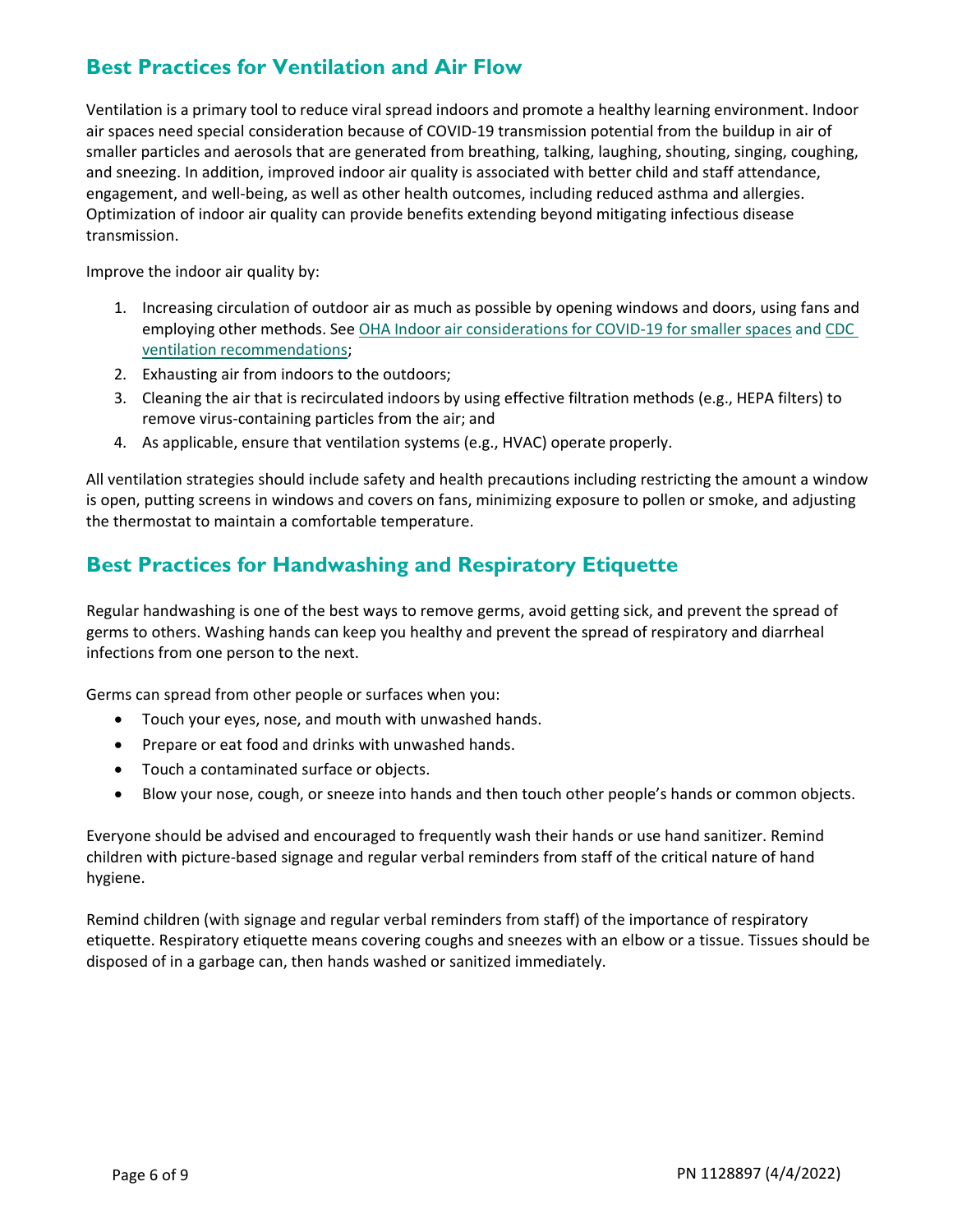## Best Practices for Ventilation and Air Flow

Ventilation is a primary tool to reduce viral spread indoors and promote a healthy learning environment. Indoor air spaces need special consideration because of COVID-19 transmission potential from the buildup in air of smaller particles and aerosols that are generated from breathing, talking, laughing, shouting, singing, coughing, and sneezing. In addition, improved indoor air quality is associated with better child and staff attendance, engagement, and well-being, as well as other health outcomes, including reduced asthma and allergies. Optimization of indoor air quality can provide benefits extending beyond mitigating infectious disease transmission.

Improve the indoor air quality by:

1. Increasing circulation of outdoor air as much as possible by opening windows and doors, using fans and employing other methods. See OHA Indoor air considerations for COVID-19 for smaller spaces and CDC ventilation recommendations;
2. Exhausting air from indoors to the outdoors;
3. Cleaning the air that is recirculated indoors by using effective filtration methods (e.g., HEPA filters) to remove virus-containing particles from the air; and
4. As applicable, ensure that ventilation systems (e.g., HVAC) operate properly.

All ventilation strategies should include safety and health precautions including restricting the amount a window is open, putting screens in windows and covers on fans, minimizing exposure to pollen or smoke, and adjusting the thermostat to maintain a comfortable temperature.

## Best Practices for Handwashing and Respiratory Etiquette

Regular handwashing is one of the best ways to remove germs, avoid getting sick, and prevent the spread of germs to others. Washing hands can keep you healthy and prevent the spread of respiratory and diarrheal infections from one person to the next.

Germs can spread from other people or surfaces when you:

- Touch your eyes, nose, and mouth with unwashed hands.
- Prepare or eat food and drinks with unwashed hands.
- Touch a contaminated surface or objects.
- Blow your nose, cough, or sneeze into hands and then touch other people's hands or common objects.

Everyone should be advised and encouraged to frequently wash their hands or use hand sanitizer. Remind children with picture-based signage and regular verbal reminders from staff of the critical nature of hand hygiene.

Remind children (with signage and regular verbal reminders from staff) of the importance of respiratory etiquette. Respiratory etiquette means covering coughs and sneezes with an elbow or a tissue. Tissues should be disposed of in a garbage can, then hands washed or sanitized immediately.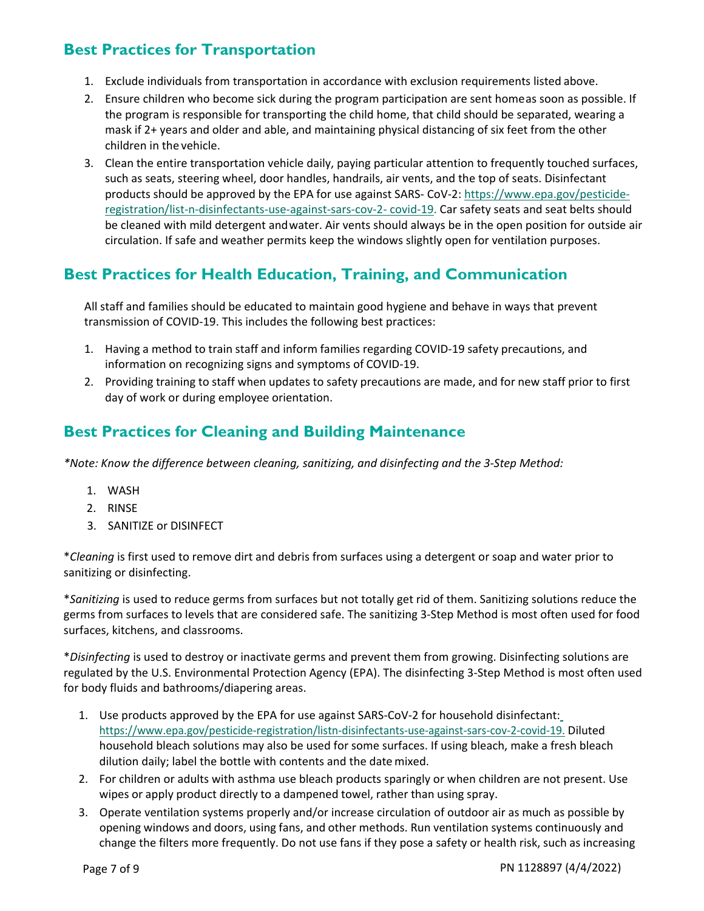## Best Practices for Transportation

1. Exclude individuals from transportation in accordance with exclusion requirements listed above.
2. Ensure children who become sick during the program participation are sent home as soon as possible. If the program is responsible for transporting the child home, that child should be separated, wearing a mask if 2+ years and older and able, and maintaining physical distancing of six feet from the other children in the vehicle.
3. Clean the entire transportation vehicle daily, paying particular attention to frequently touched surfaces, such as seats, steering wheel, door handles, handrails, air vents, and the top of seats. Disinfectant products should be approved by the EPA for use against SARS- CoV-2: https://www.epa.gov/pesticide-registration/list-n-disinfectants-use-against-sars-cov-2- covid-19. Car safety seats and seat belts should be cleaned with mild detergent and water. Air vents should always be in the open position for outside air circulation. If safe and weather permits keep the windows slightly open for ventilation purposes.

## Best Practices for Health Education, Training, and Communication

All staff and families should be educated to maintain good hygiene and behave in ways that prevent transmission of COVID-19. This includes the following best practices:

1. Having a method to train staff and inform families regarding COVID-19 safety precautions, and information on recognizing signs and symptoms of COVID-19.
2. Providing training to staff when updates to safety precautions are made, and for new staff prior to first day of work or during employee orientation.

## Best Practices for Cleaning and Building Maintenance

*\*Note: Know the difference between cleaning, sanitizing, and disinfecting and the 3-Step Method:*

1. WASH
2. RINSE
3. SANITIZE or DISINFECT

\**Cleaning* is first used to remove dirt and debris from surfaces using a detergent or soap and water prior to sanitizing or disinfecting.

\**Sanitizing* is used to reduce germs from surfaces but not totally get rid of them. Sanitizing solutions reduce the germs from surfaces to levels that are considered safe. The sanitizing 3-Step Method is most often used for food surfaces, kitchens, and classrooms.

\**Disinfecting* is used to destroy or inactivate germs and prevent them from growing. Disinfecting solutions are regulated by the U.S. Environmental Protection Agency (EPA). The disinfecting 3-Step Method is most often used for body fluids and bathrooms/diapering areas.

1. Use products approved by the EPA for use against SARS-CoV-2 for household disinfectant: https://www.epa.gov/pesticide-registration/listn-disinfectants-use-against-sars-cov-2-covid-19. Diluted household bleach solutions may also be used for some surfaces. If using bleach, make a fresh bleach dilution daily; label the bottle with contents and the date mixed.
2. For children or adults with asthma use bleach products sparingly or when children are not present. Use wipes or apply product directly to a dampened towel, rather than using spray.
3. Operate ventilation systems properly and/or increase circulation of outdoor air as much as possible by opening windows and doors, using fans, and other methods. Run ventilation systems continuously and change the filters more frequently. Do not use fans if they pose a safety or health risk, such as increasing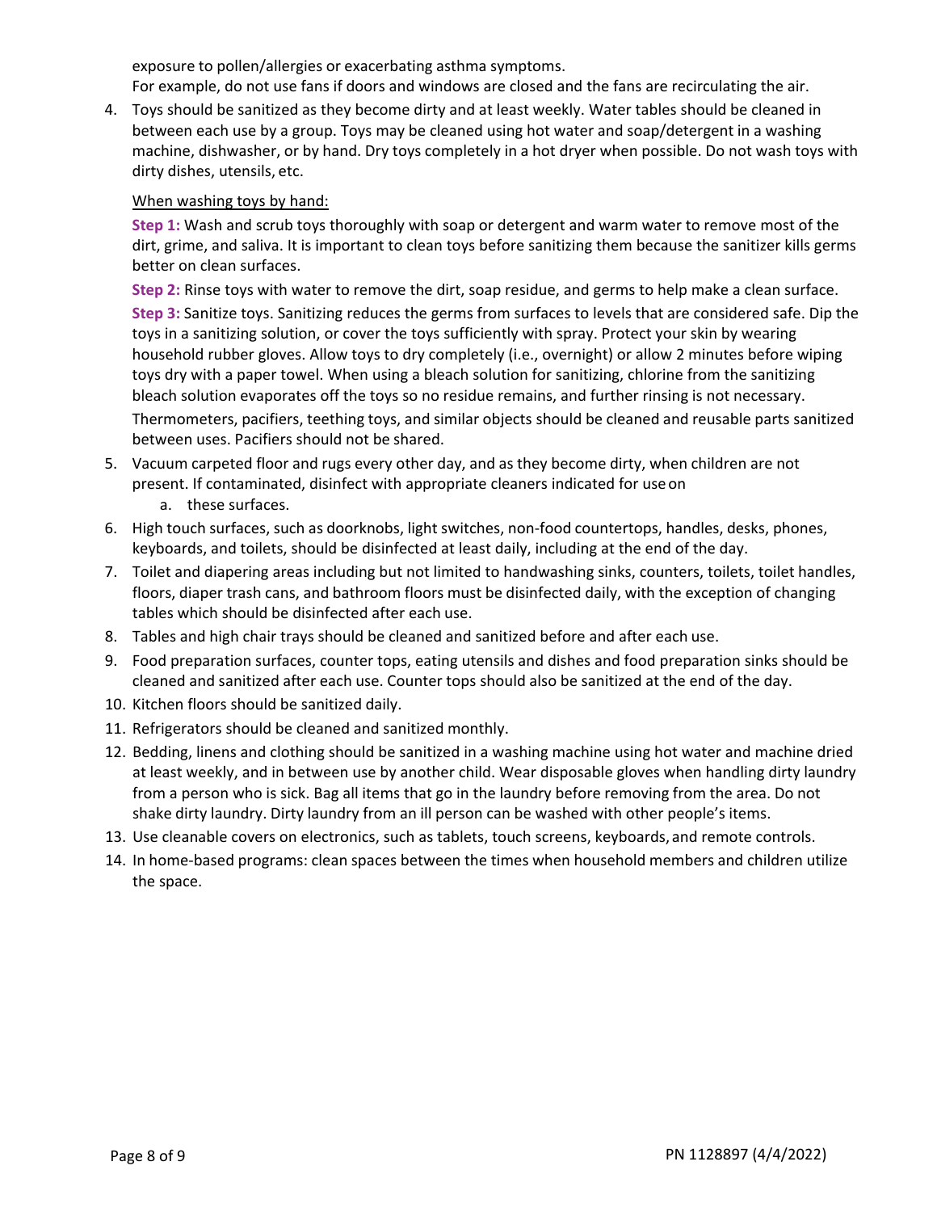exposure to pollen/allergies or exacerbating asthma symptoms.
For example, do not use fans if doors and windows are closed and the fans are recirculating the air.

4. Toys should be sanitized as they become dirty and at least weekly. Water tables should be cleaned in between each use by a group. Toys may be cleaned using hot water and soap/detergent in a washing machine, dishwasher, or by hand. Dry toys completely in a hot dryer when possible. Do not wash toys with dirty dishes, utensils, etc.

   <u>When washing toys by hand:</u>

   **Step 1:** Wash and scrub toys thoroughly with soap or detergent and warm water to remove most of the dirt, grime, and saliva. It is important to clean toys before sanitizing them because the sanitizer kills germs better on clean surfaces.

   **Step 2:** Rinse toys with water to remove the dirt, soap residue, and germs to help make a clean surface.

   **Step 3:** Sanitize toys. Sanitizing reduces the germs from surfaces to levels that are considered safe. Dip the toys in a sanitizing solution, or cover the toys sufficiently with spray. Protect your skin by wearing household rubber gloves. Allow toys to dry completely (i.e., overnight) or allow 2 minutes before wiping toys dry with a paper towel. When using a bleach solution for sanitizing, chlorine from the sanitizing bleach solution evaporates off the toys so no residue remains, and further rinsing is not necessary.

   Thermometers, pacifiers, teething toys, and similar objects should be cleaned and reusable parts sanitized between uses. Pacifiers should not be shared.

5. Vacuum carpeted floor and rugs every other day, and as they become dirty, when children are not present. If contaminated, disinfect with appropriate cleaners indicated for use on
   a. these surfaces.
6. High touch surfaces, such as doorknobs, light switches, non-food countertops, handles, desks, phones, keyboards, and toilets, should be disinfected at least daily, including at the end of the day.
7. Toilet and diapering areas including but not limited to handwashing sinks, counters, toilets, toilet handles, floors, diaper trash cans, and bathroom floors must be disinfected daily, with the exception of changing tables which should be disinfected after each use.
8. Tables and high chair trays should be cleaned and sanitized before and after each use.
9. Food preparation surfaces, counter tops, eating utensils and dishes and food preparation sinks should be cleaned and sanitized after each use. Counter tops should also be sanitized at the end of the day.
10. Kitchen floors should be sanitized daily.
11. Refrigerators should be cleaned and sanitized monthly.
12. Bedding, linens and clothing should be sanitized in a washing machine using hot water and machine dried at least weekly, and in between use by another child. Wear disposable gloves when handling dirty laundry from a person who is sick. Bag all items that go in the laundry before removing from the area. Do not shake dirty laundry. Dirty laundry from an ill person can be washed with other people's items.
13. Use cleanable covers on electronics, such as tablets, touch screens, keyboards, and remote controls.
14. In home-based programs: clean spaces between the times when household members and children utilize the space.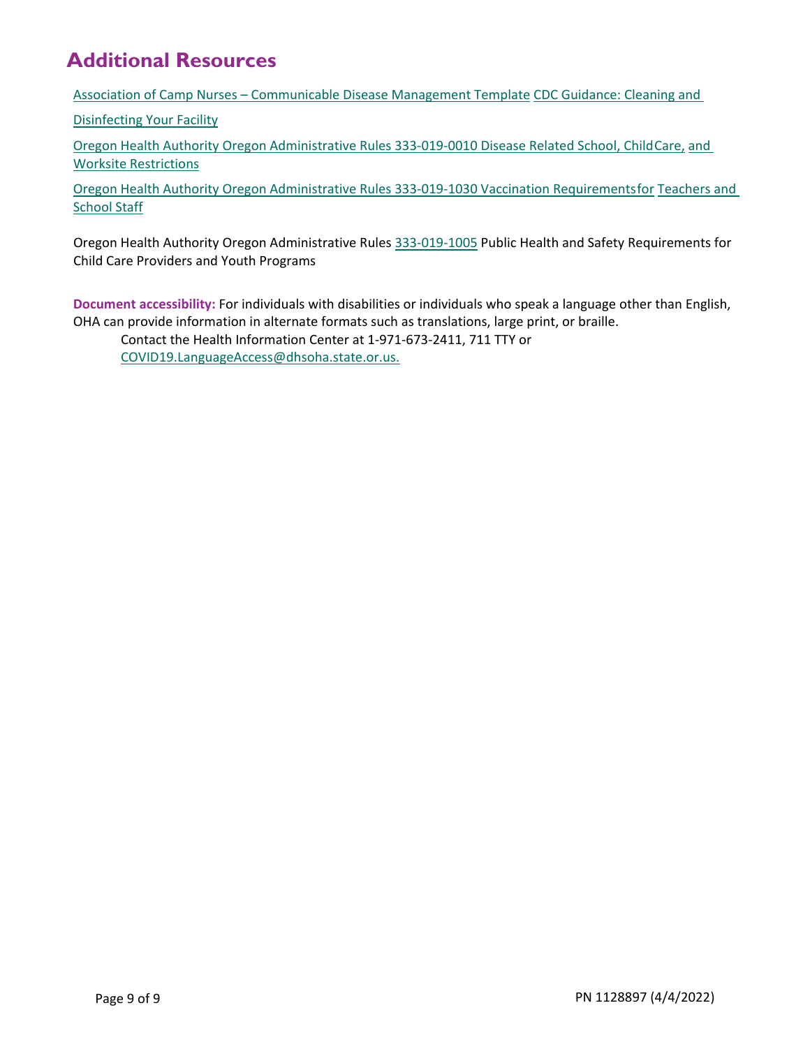## Additional Resources

Association of Camp Nurses – Communicable Disease Management Template CDC Guidance: Cleaning and Disinfecting Your Facility

Oregon Health Authority Oregon Administrative Rules 333-019-0010 Disease Related School, Child Care, and Worksite Restrictions

Oregon Health Authority Oregon Administrative Rules 333-019-1030 Vaccination Requirements for Teachers and School Staff

Oregon Health Authority Oregon Administrative Rules 333-019-1005 Public Health and Safety Requirements for Child Care Providers and Youth Programs

**Document accessibility:** For individuals with disabilities or individuals who speak a language other than English, OHA can provide information in alternate formats such as translations, large print, or braille.
Contact the Health Information Center at 1-971-673-2411, 711 TTY or COVID19.LanguageAccess@dhsoha.state.or.us.

PN 1128897 (4/4/2022)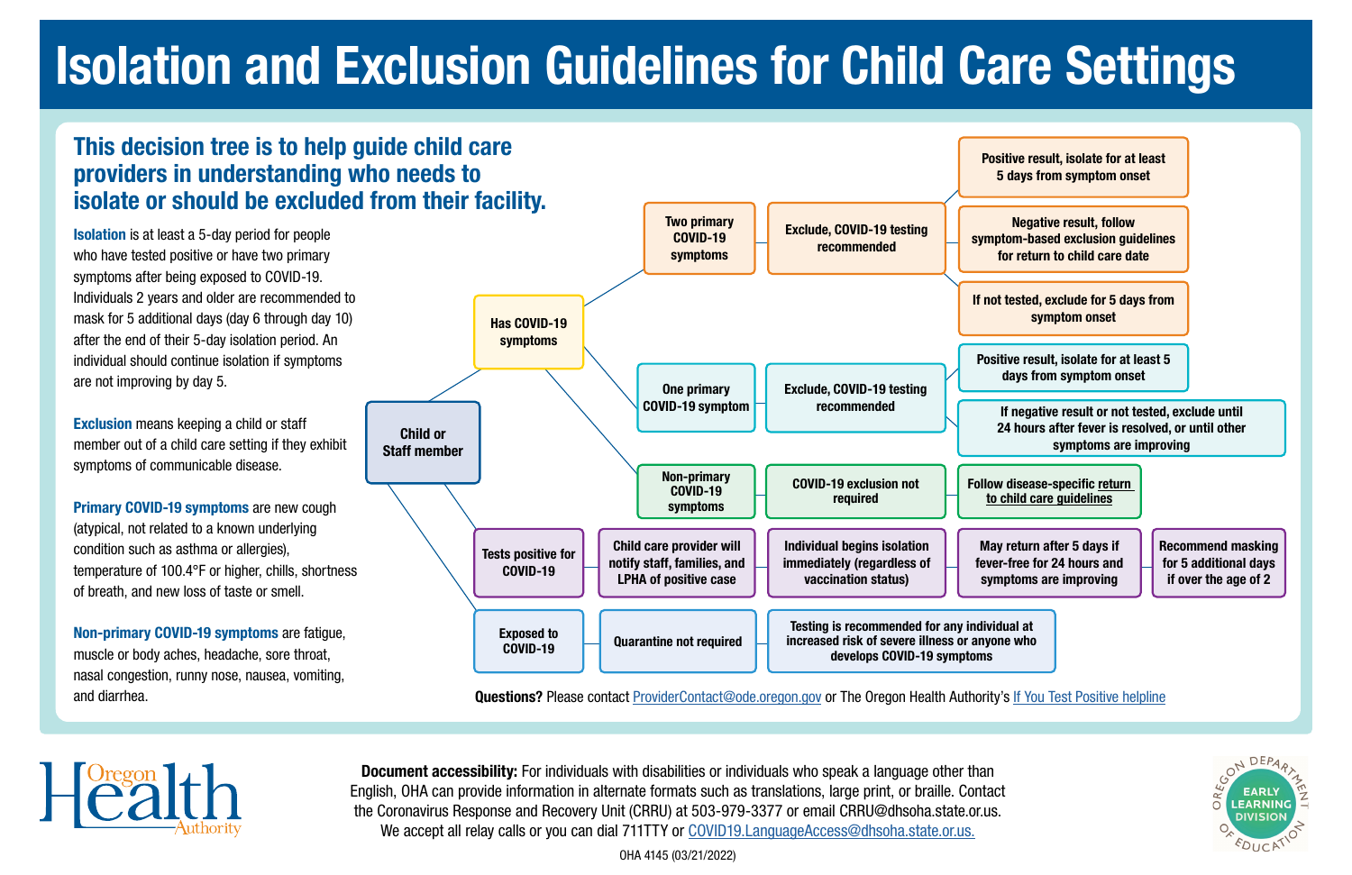# Isolation and Exclusion Guidelines for Child Care Settings

## This decision tree is to help guide child care providers in understanding who needs to isolate or should be excluded from their facility.

**Isolation** is at least a 5-day period for people who have tested positive or have two primary symptoms after being exposed to COVID-19. Individuals 2 years and older are recommended to mask for 5 additional days (day 6 through day 10) after the end of their 5-day isolation period. An individual should continue isolation if symptoms are not improving by day 5.

**Exclusion** means keeping a child or staff member out of a child care setting if they exhibit symptoms of communicable disease.

**Primary COVID-19 symptoms** are new cough (atypical, not related to a known underlying condition such as asthma or allergies), temperature of 100.4°F or higher, chills, shortness of breath, and new loss of taste or smell.

**Non-primary COVID-19 symptoms** are fatigue, muscle or body aches, headache, sore throat, nasal congestion, runny nose, nausea, vomiting, and diarrhea.

Child or Staff member

Has COVID-19 symptoms

Two primary COVID-19 symptoms

Exclude, COVID-19 testing recommended

Positive result, isolate for at least 5 days from symptom onset

Negative result, follow symptom-based exclusion guidelines for return to child care date

If not tested, exclude for 5 days from symptom onset

One primary COVID-19 symptom

Exclude, COVID-19 testing recommended

Positive result, isolate for at least 5 days from symptom onset

If negative result or not tested, exclude until 24 hours after fever is resolved, or until other symptoms are improving

Non-primary COVID-19 symptoms

COVID-19 exclusion not required

Follow disease-specific return to child care guidelines

Tests positive for COVID-19

Child care provider will notify staff, families, and LPHA of positive case

Individual begins isolation immediately (regardless of vaccination status)

May return after 5 days if fever-free for 24 hours and symptoms are improving

Recommend masking for 5 additional days if over the age of 2

Exposed to COVID-19

Quarantine not required

Testing is recommended for any individual at increased risk of severe illness or anyone who develops COVID-19 symptoms

**Questions?** Please contact ProviderContact@ode.oregon.gov or The Oregon Health Authority's If You Test Positive helpline

Oregon Health Authority

**Document accessibility:** For individuals with disabilities or individuals who speak a language other than English, OHA can provide information in alternate formats such as translations, large print, or braille. Contact the Coronavirus Response and Recovery Unit (CRRU) at 503-979-3377 or email CRRU@dhsoha.state.or.us. We accept all relay calls or you can dial 711TTY or COVID19.LanguageAccess@dhsoha.state.or.us.

OHA 4145 (03/21/2022)

Oregon Department of Education Early Learning Division